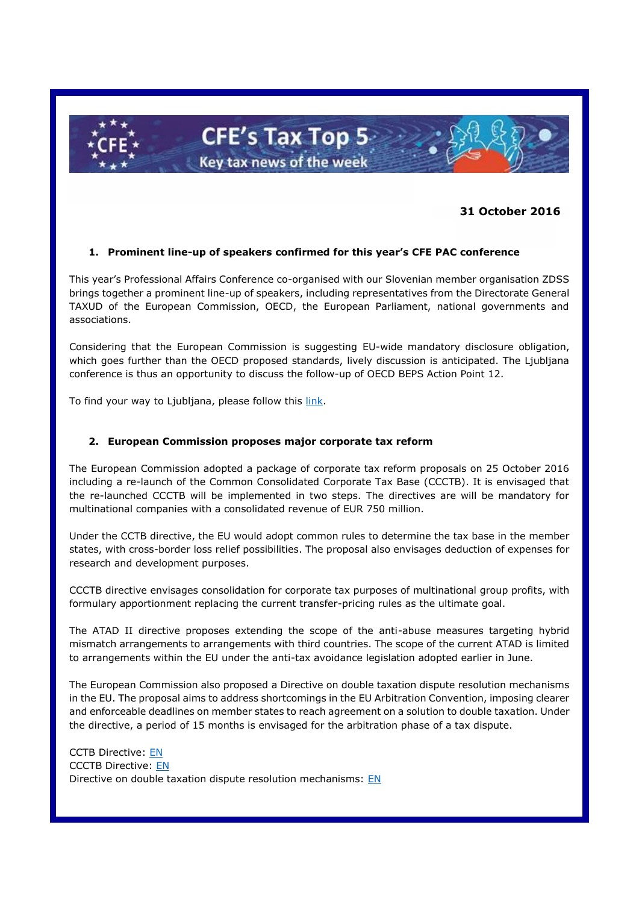# CFE's Tax Top 5

Key tax news of the week

**31 October 2016**

## 1. Prominent line-up of speakers confirmed for this year's CFE PAC conference

This year's Professional Affairs Conference co-organised with our Slovenian member organisation ZDSS brings together a prominent line-up of speakers, including representatives from the Directorate General TAXUD of the European Commission, OECD, the European Parliament, national governments and associations.

Considering that the European Commission is suggesting EU-wide mandatory disclosure obligation, which goes further than the OECD proposed standards, lively discussion is anticipated. The Ljubljana conference is thus an opportunity to discuss the follow-up of OECD BEPS Action Point 12.

To find your way to Ljubljana, please follow this link.

## 2. European Commission proposes major corporate tax reform

The European Commission adopted a package of corporate tax reform proposals on 25 October 2016 including a re-launch of the Common Consolidated Corporate Tax Base (CCCTB). It is envisaged that the re-launched CCCTB will be implemented in two steps. The directives are will be mandatory for multinational companies with a consolidated revenue of EUR 750 million.

Under the CCTB directive, the EU would adopt common rules to determine the tax base in the member states, with cross-border loss relief possibilities. The proposal also envisages deduction of expenses for research and development purposes.

CCCTB directive envisages consolidation for corporate tax purposes of multinational group profits, with formulary apportionment replacing the current transfer-pricing rules as the ultimate goal.

The ATAD II directive proposes extending the scope of the anti-abuse measures targeting hybrid mismatch arrangements to arrangements with third countries. The scope of the current ATAD is limited to arrangements within the EU under the anti-tax avoidance legislation adopted earlier in June.

The European Commission also proposed a Directive on double taxation dispute resolution mechanisms in the EU. The proposal aims to address shortcomings in the EU Arbitration Convention, imposing clearer and enforceable deadlines on member states to reach agreement on a solution to double taxation. Under the directive, a period of 15 months is envisaged for the arbitration phase of a tax dispute.

CCTB Directive: EN  
CCCTB Directive: EN  
Directive on double taxation dispute resolution mechanisms: EN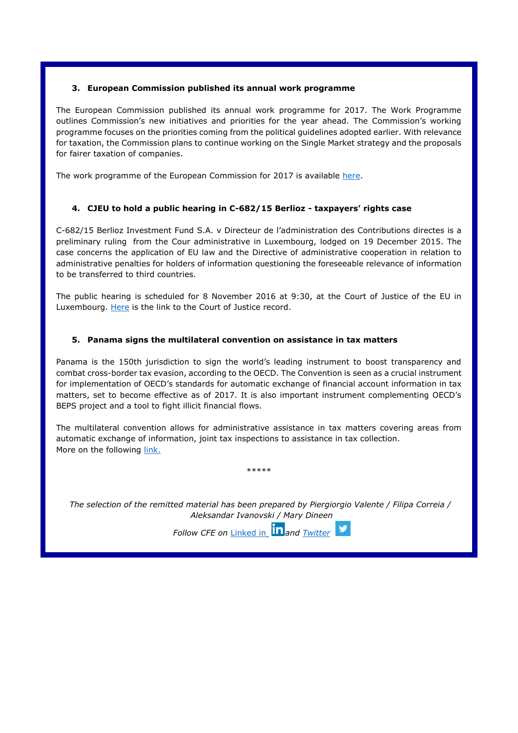### 3. European Commission published its annual work programme

The European Commission published its annual work programme for 2017. The Work Programme outlines Commission's new initiatives and priorities for the year ahead. The Commission's working programme focuses on the priorities coming from the political guidelines adopted earlier. With relevance for taxation, the Commission plans to continue working on the Single Market strategy and the proposals for fairer taxation of companies.

The work programme of the European Commission for 2017 is available here.

### 4. CJEU to hold a public hearing in C-682/15 Berlioz - taxpayers' rights case

C-682/15 Berlioz Investment Fund S.A. v Directeur de l'administration des Contributions directes is a preliminary ruling from the Cour administrative in Luxembourg, lodged on 19 December 2015. The case concerns the application of EU law and the Directive of administrative cooperation in relation to administrative penalties for holders of information questioning the foreseeable relevance of information to be transferred to third countries.

The public hearing is scheduled for 8 November 2016 at 9:30, at the Court of Justice of the EU in Luxembourg. Here is the link to the Court of Justice record.

### 5. Panama signs the multilateral convention on assistance in tax matters

Panama is the 150th jurisdiction to sign the world's leading instrument to boost transparency and combat cross-border tax evasion, according to the OECD. The Convention is seen as a crucial instrument for implementation of OECD's standards for automatic exchange of financial account information in tax matters, set to become effective as of 2017. It is also important instrument complementing OECD's BEPS project and a tool to fight illicit financial flows.

The multilateral convention allows for administrative assistance in tax matters covering areas from automatic exchange of information, joint tax inspections to assistance in tax collection.
More on the following link.

*****

*The selection of the remitted material has been prepared by Piergiorgio Valente / Filipa Correia / Aleksandar Ivanovski / Mary Dineen*

*Follow CFE on Linked in and Twitter*